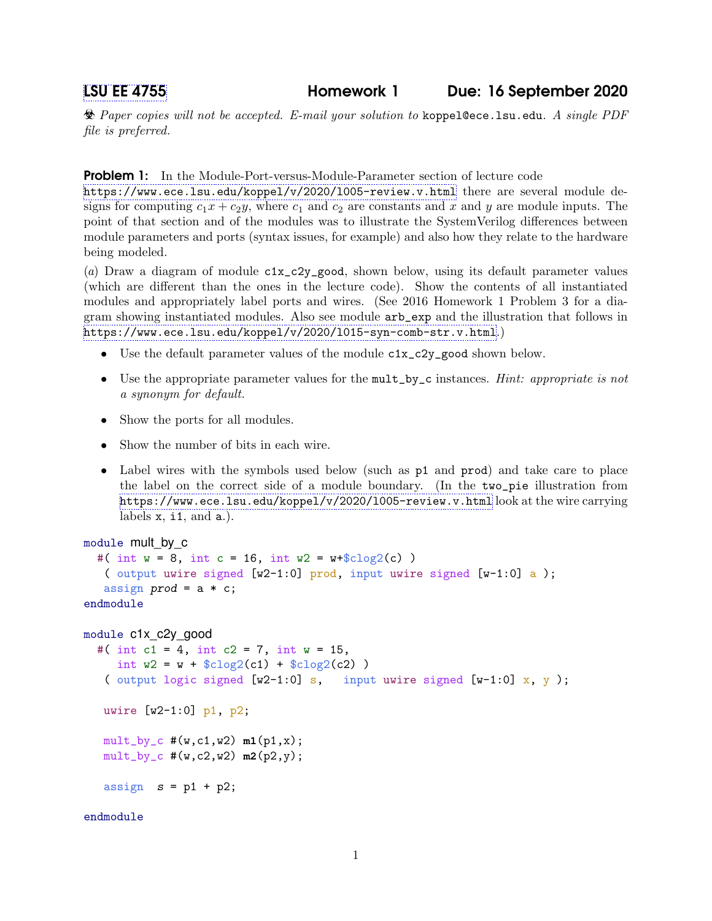# LSU EE 4755 Homework 1 Due: 16 September 2020

☣ *Paper copies will not be accepted. E-mail your solution to* koppel@ece.lsu.edu. *A single PDF file is preferred.*

**Problem 1:** In the Module-Port-versus-Module-Parameter section of lecture code https://www.ece.lsu.edu/koppel/v/2020/l005-review.v.html there are several module designs for computing $c_1x + c_2y$, where $c_1$ and $c_2$ are constants and $x$ and $y$ are module inputs. The point of that section and of the modules was to illustrate the SystemVerilog differences between module parameters and ports (syntax issues, for example) and also how they relate to the hardware being modeled.

(*a*) Draw a diagram of module `c1x_c2y_good`, shown below, using its default parameter values (which are different than the ones in the lecture code). Show the contents of all instantiated modules and appropriately label ports and wires. (See 2016 Homework 1 Problem 3 for a diagram showing instantiated modules. Also see module `arb_exp` and the illustration that follows in https://www.ece.lsu.edu/koppel/v/2020/l015-syn-comb-str.v.html.)

- Use the default parameter values of the module `c1x_c2y_good` shown below.
- Use the appropriate parameter values for the `mult_by_c` instances. *Hint: appropriate is not a synonym for default.*
- Show the ports for all modules.
- Show the number of bits in each wire.
- Label wires with the symbols used below (such as `p1` and `prod`) and take care to place the label on the correct side of a module boundary. (In the `two_pie` illustration from https://www.ece.lsu.edu/koppel/v/2020/l005-review.v.html look at the wire carrying labels `x`, `i1`, and `a`.)

```
module mult_by_c
  #( int w = 8, int c = 16, int w2 = w+$clog2(c) )
   ( output uwire signed [w2-1:0] prod, input uwire signed [w-1:0] a );
   assign prod = a * c;
endmodule

module c1x_c2y_good
  #( int c1 = 4, int c2 = 7, int w = 15,
     int w2 = w + $clog2(c1) + $clog2(c2) )
   ( output logic signed [w2-1:0] s,   input uwire signed [w-1:0] x, y );

   uwire [w2-1:0] p1, p2;

   mult_by_c #(w,c1,w2) m1(p1,x);
   mult_by_c #(w,c2,w2) m2(p2,y);

   assign  s = p1 + p2;

endmodule
```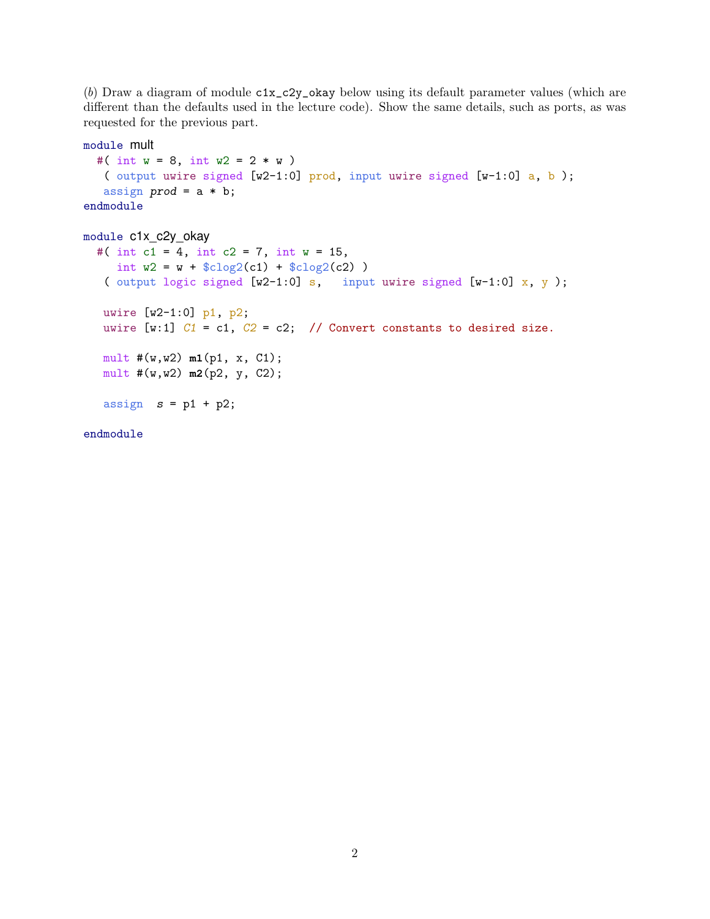(*b*) Draw a diagram of module `c1x_c2y_okay` below using its default parameter values (which are different than the defaults used in the lecture code). Show the same details, such as ports, as was requested for the previous part.

```
module mult
  #( int w = 8, int w2 = 2 * w )
   ( output uwire signed [w2-1:0] prod, input uwire signed [w-1:0] a, b );
   assign prod = a * b;
endmodule

module c1x_c2y_okay
  #( int c1 = 4, int c2 = 7, int w = 15,
     int w2 = w + $clog2(c1) + $clog2(c2) )
   ( output logic signed [w2-1:0] s,   input uwire signed [w-1:0] x, y );

   uwire [w2-1:0] p1, p2;
   uwire [w:1] C1 = c1, C2 = c2;  // Convert constants to desired size.

   mult #(w,w2) m1(p1, x, C1);
   mult #(w,w2) m2(p2, y, C2);

   assign  s = p1 + p2;

endmodule
```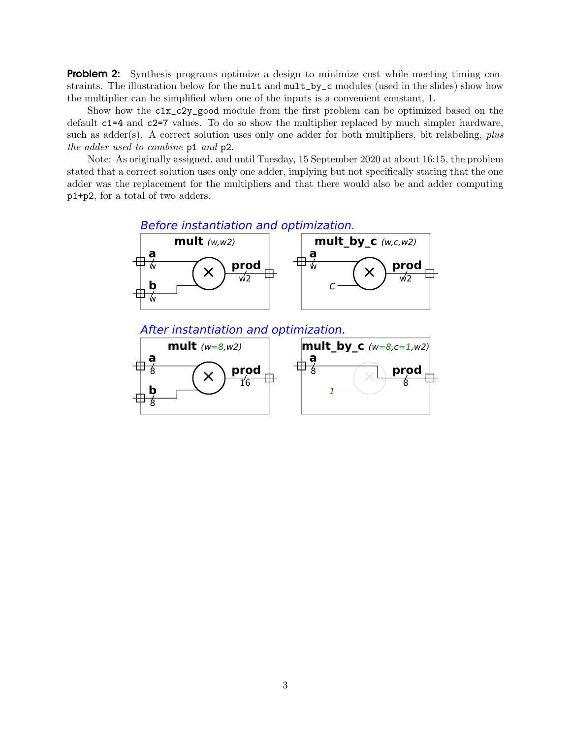**Problem 2:** Synthesis programs optimize a design to minimize cost while meeting timing constraints. The illustration below for the `mult` and `mult_by_c` modules (used in the slides) show how the multiplier can be simplified when one of the inputs is a convenient constant, 1.

Show how the `c1x_c2y_good` module from the first problem can be optimized based on the default `c1=4` and `c2=7` values. To do so show the multiplier replaced by much simpler hardware, such as adder(s). A correct solution uses only one adder for both multipliers, bit relabeling, *plus the adder used to combine* `p1` *and* `p2`.

Note: As originally assigned, and until Tuesday, 15 September 2020 at about 16:15, the problem stated that a correct solution uses only one adder, implying but not specifically stating that the one adder was the replacement for the multipliers and that there would also be and adder computing `p1+p2`, for a total of two adders.

*Before instantiation and optimization.*

**mult** *(w,w2)*
a
w
b
w
prod
w2

**mult_by_c** *(w,c,w2)*
a
w
C
prod
w2

*After instantiation and optimization.*

**mult** *(w=8,w2)*
a
8
b
8
prod
16

**mult_by_c** *(w=8,c=1,w2)*
a
8
1
prod
8